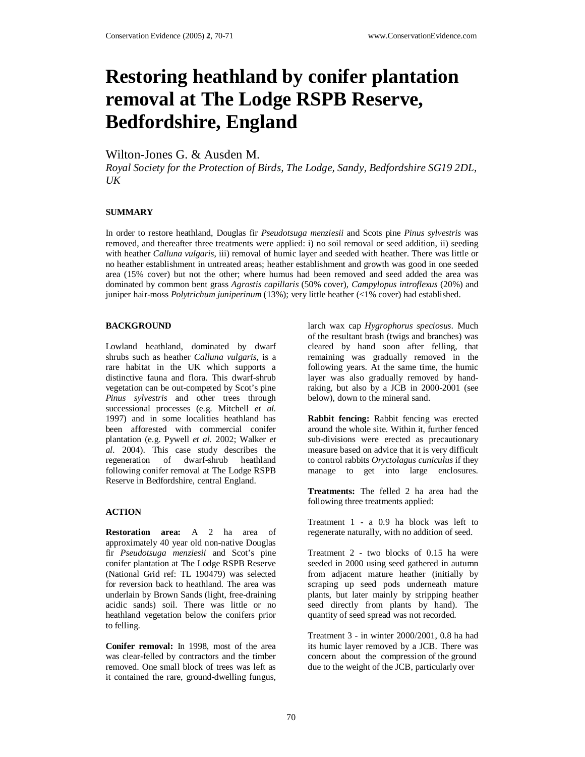# Restoring heathland by conifer plantation removal at The Lodge RSPB Reserve, Bedfordshire, England

Wilton-Jones G. & Ausden M.

*Royal Society for the Protection of Birds, The Lodge, Sandy, Bedfordshire SG19 2DL, UK*

## SUMMARY

In order to restore heathland, Douglas fir *Pseudotsuga menziesii* and Scot's pine *Pinus sylvestris* was removed, and thereafter three treatments were applied: i) no soil removal or seed addition, ii) seeding with heather *Calluna vulgaris*, iii) removal of humic layer and seeded with heather. There was little or no heather establishment in untreated areas; heather establishment and growth was good in one seeded area (15% cover) but not the other; where humus had been removed and seed added the area was dominated by common bent grass *Agrostis capillaris* (50% cover), *Campylopus introflexus* (20%) and juniper hair-moss *Polytrichum juniperinum* (13%); very little heather (<1% cover) had established.

## BACKGROUND

Lowland heathland, dominated by dwarf shrubs such as heather *Calluna vulgaris*, is a rare habitat in the UK which supports a distinctive fauna and flora. This dwarf-shrub vegetation can be out-competed by Scot's pine *Pinus sylvestris* and other trees through successional processes (e.g. Mitchell *et al.* 1997) and in some localities heathland has been afforested with commercial conifer plantation (e.g. Pywell *et al.* 2002; Walker *et al*. 2004). This case study describes the regeneration of dwarf-shrub heathland following conifer removal at The Lodge RSPB Reserve in Bedfordshire, central England.

## ACTION

**Restoration area:** A 2 ha area of approximately 40 year old non-native Douglas fir *Pseudotsuga menziesii* and Scot's pine conifer plantation at The Lodge RSPB Reserve (National Grid ref: TL 190479) was selected for reversion back to heathland. The area was underlain by Brown Sands (light, free-draining acidic sands) soil. There was little or no heathland vegetation below the conifers prior to felling.

**Conifer removal:** In 1998, most of the area was clear-felled by contractors and the timber removed. One small block of trees was left as it contained the rare, ground-dwelling fungus, larch wax cap *Hygrophorus speciosus*. Much of the resultant brash (twigs and branches) was cleared by hand soon after felling, that remaining was gradually removed in the following years. At the same time, the humic layer was also gradually removed by hand-raking, but also by a JCB in 2000-2001 (see below), down to the mineral sand.

**Rabbit fencing:** Rabbit fencing was erected around the whole site. Within it, further fenced sub-divisions were erected as precautionary measure based on advice that it is very difficult to control rabbits *Oryctolagus cuniculus* if they manage to get into large enclosures.

**Treatments:** The felled 2 ha area had the following three treatments applied:

Treatment 1 - a 0.9 ha block was left to regenerate naturally, with no addition of seed.

Treatment 2 - two blocks of 0.15 ha were seeded in 2000 using seed gathered in autumn from adjacent mature heather (initially by scraping up seed pods underneath mature plants, but later mainly by stripping heather seed directly from plants by hand). The quantity of seed spread was not recorded.

Treatment 3 - in winter 2000/2001, 0.8 ha had its humic layer removed by a JCB. There was concern about the compression of the ground due to the weight of the JCB, particularly over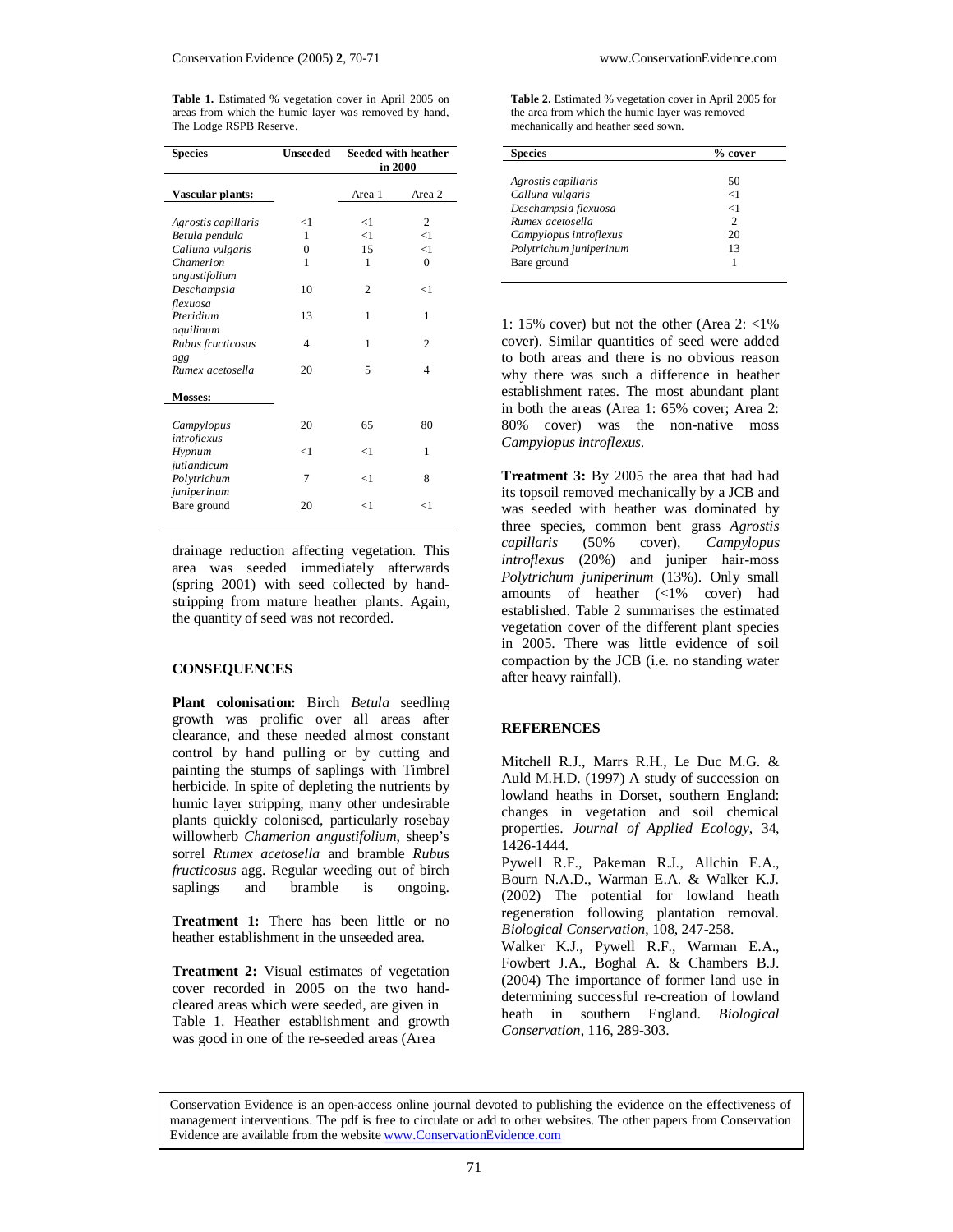**Table 1.** Estimated % vegetation cover in April 2005 on areas from which the humic layer was removed by hand, The Lodge RSPB Reserve.

| Species | Unseeded | Seeded with heather in 2000 | |
|---|---|---|---|
| **Vascular plants:** | | Area 1 | Area 2 |
| *Agrostis capillaris* | <1 | <1 | 2 |
| *Betula pendula* | 1 | <1 | <1 |
| *Calluna vulgaris* | 0 | 15 | <1 |
| *Chamerion angustifolium* | 1 | 1 | 0 |
| *Deschampsia flexuosa* | 10 | 2 | <1 |
| *Pteridium aquilinum* | 13 | 1 | 1 |
| *Rubus fructicosus agg* | 4 | 1 | 2 |
| *Rumex acetosella* | 20 | 5 | 4 |
| **Mosses:** | | | |
| *Campylopus introflexus* | 20 | 65 | 80 |
| *Hypnum jutlandicum* | <1 | <1 | 1 |
| *Polytrichum juniperinum* | 7 | <1 | 8 |
| Bare ground | 20 | <1 | <1 |

drainage reduction affecting vegetation. This area was seeded immediately afterwards (spring 2001) with seed collected by hand-stripping from mature heather plants. Again, the quantity of seed was not recorded.

## CONSEQUENCES

**Plant colonisation:** Birch *Betula* seedling growth was prolific over all areas after clearance, and these needed almost constant control by hand pulling or by cutting and painting the stumps of saplings with Timbrel herbicide. In spite of depleting the nutrients by humic layer stripping, many other undesirable plants quickly colonised, particularly rosebay willowherb *Chamerion angustifolium*, sheep's sorrel *Rumex acetosella* and bramble *Rubus fructicosus* agg. Regular weeding out of birch saplings and bramble is ongoing.

**Treatment 1:** There has been little or no heather establishment in the unseeded area.

**Treatment 2:** Visual estimates of vegetation cover recorded in 2005 on the two hand-cleared areas which were seeded, are given in Table 1. Heather establishment and growth was good in one of the re-seeded areas (Area 1: 15% cover) but not the other (Area 2: <1% cover). Similar quantities of seed were added to both areas and there is no obvious reason why there was such a difference in heather establishment rates. The most abundant plant in both the areas (Area 1: 65% cover; Area 2: 80% cover) was the non-native moss *Campylopus introflexus*.

**Table 2.** Estimated % vegetation cover in April 2005 for the area from which the humic layer was removed mechanically and heather seed sown.

| Species | % cover |
|---|---|
| *Agrostis capillaris* | 50 |
| *Calluna vulgaris* | <1 |
| *Deschampsia flexuosa* | <1 |
| *Rumex acetosella* | 2 |
| *Campylopus introflexus* | 20 |
| *Polytrichum juniperinum* | 13 |
| Bare ground | 1 |

**Treatment 3:** By 2005 the area that had had its topsoil removed mechanically by a JCB and was seeded with heather was dominated by three species, common bent grass *Agrostis capillaris* (50% cover), *Campylopus introflexus* (20%) and juniper hair-moss *Polytrichum juniperinum* (13%). Only small amounts of heather (<1% cover) had established. Table 2 summarises the estimated vegetation cover of the different plant species in 2005. There was little evidence of soil compaction by the JCB (i.e. no standing water after heavy rainfall).

## REFERENCES

Mitchell R.J., Marrs R.H., Le Duc M.G. & Auld M.H.D. (1997) A study of succession on lowland heaths in Dorset, southern England: changes in vegetation and soil chemical properties. *Journal of Applied Ecology*, 34, 1426-1444.

Pywell R.F., Pakeman R.J., Allchin E.A., Bourn N.A.D., Warman E.A. & Walker K.J. (2002) The potential for lowland heath regeneration following plantation removal. *Biological Conservation*, 108, 247-258.

Walker K.J., Pywell R.F., Warman E.A., Fowbert J.A., Boghal A. & Chambers B.J. (2004) The importance of former land use in determining successful re-creation of lowland heath in southern England. *Biological Conservation*, 116, 289-303.

Conservation Evidence is an open-access online journal devoted to publishing the evidence on the effectiveness of management interventions. The pdf is free to circulate or add to other websites. The other papers from Conservation Evidence are available from the website www.ConservationEvidence.com